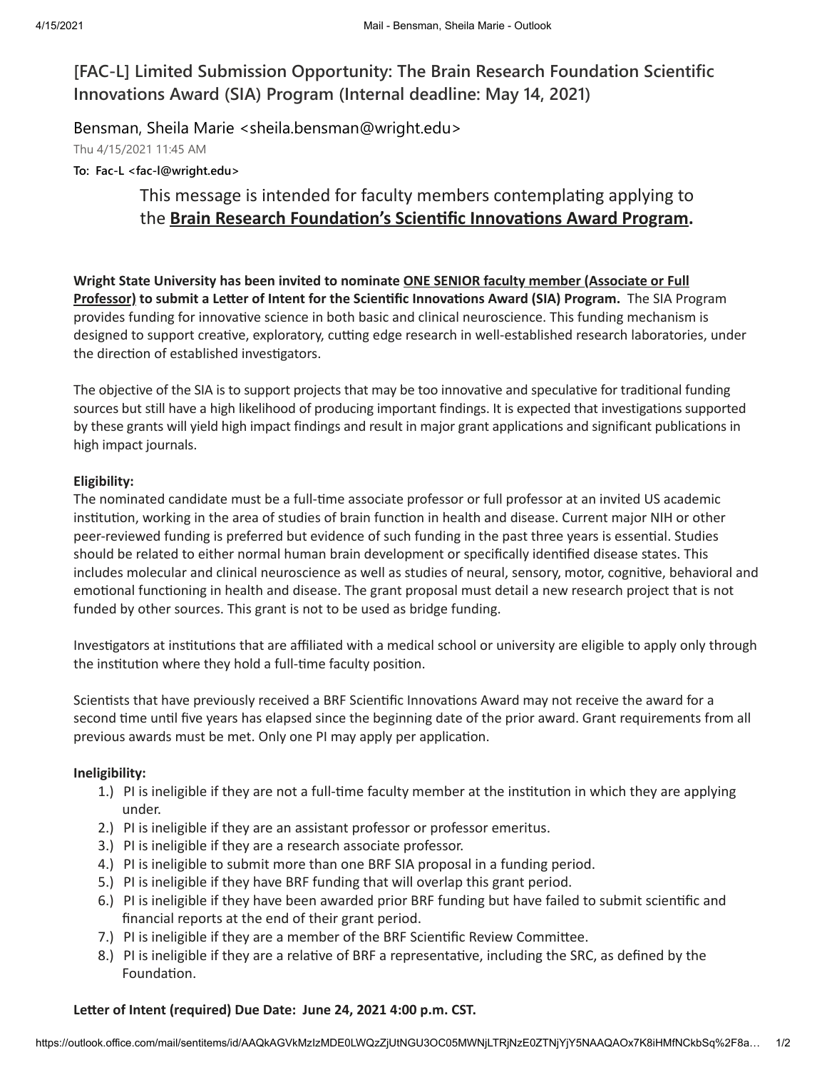## [FAC-L] Limited Submission Opportunity: The Brain Research Foundation Scientific Innovations Award (SIA) Program (Internal deadline: May 14, 2021)

Bensman, Sheila Marie <sheila.bensman@wright.edu>

Thu 4/15/2021 11:45 AM

**To: Fac-L <fac-l@wright.edu>**

This message is intended for faculty members contemplating applying to the **Brain Research Foundation's Scientific Innovations Award Program**.

**Wright State University has been invited to nominate ONE SENIOR faculty member (Associate or Full Professor) to submit a Letter of Intent for the Scientific Innovations Award (SIA) Program.** The SIA Program provides funding for innovative science in both basic and clinical neuroscience. This funding mechanism is designed to support creative, exploratory, cutting edge research in well-established research laboratories, under the direction of established investigators.

The objective of the SIA is to support projects that may be too innovative and speculative for traditional funding sources but still have a high likelihood of producing important findings. It is expected that investigations supported by these grants will yield high impact findings and result in major grant applications and significant publications in high impact journals.

**Eligibility:**

The nominated candidate must be a full-time associate professor or full professor at an invited US academic institution, working in the area of studies of brain function in health and disease. Current major NIH or other peer-reviewed funding is preferred but evidence of such funding in the past three years is essential. Studies should be related to either normal human brain development or specifically identified disease states. This includes molecular and clinical neuroscience as well as studies of neural, sensory, motor, cognitive, behavioral and emotional functioning in health and disease. The grant proposal must detail a new research project that is not funded by other sources. This grant is not to be used as bridge funding.

Investigators at institutions that are affiliated with a medical school or university are eligible to apply only through the institution where they hold a full-time faculty position.

Scientists that have previously received a BRF Scientific Innovations Award may not receive the award for a second time until five years has elapsed since the beginning date of the prior award. Grant requirements from all previous awards must be met. Only one PI may apply per application.

**Ineligibility:**

1.) PI is ineligible if they are not a full-time faculty member at the institution in which they are applying under.
2.) PI is ineligible if they are an assistant professor or professor emeritus.
3.) PI is ineligible if they are a research associate professor.
4.) PI is ineligible to submit more than one BRF SIA proposal in a funding period.
5.) PI is ineligible if they have BRF funding that will overlap this grant period.
6.) PI is ineligible if they have been awarded prior BRF funding but have failed to submit scientific and financial reports at the end of their grant period.
7.) PI is ineligible if they are a member of the BRF Scientific Review Committee.
8.) PI is ineligible if they are a relative of BRF a representative, including the SRC, as defined by the Foundation.

**Letter of Intent (required) Due Date: June 24, 2021 4:00 p.m. CST.**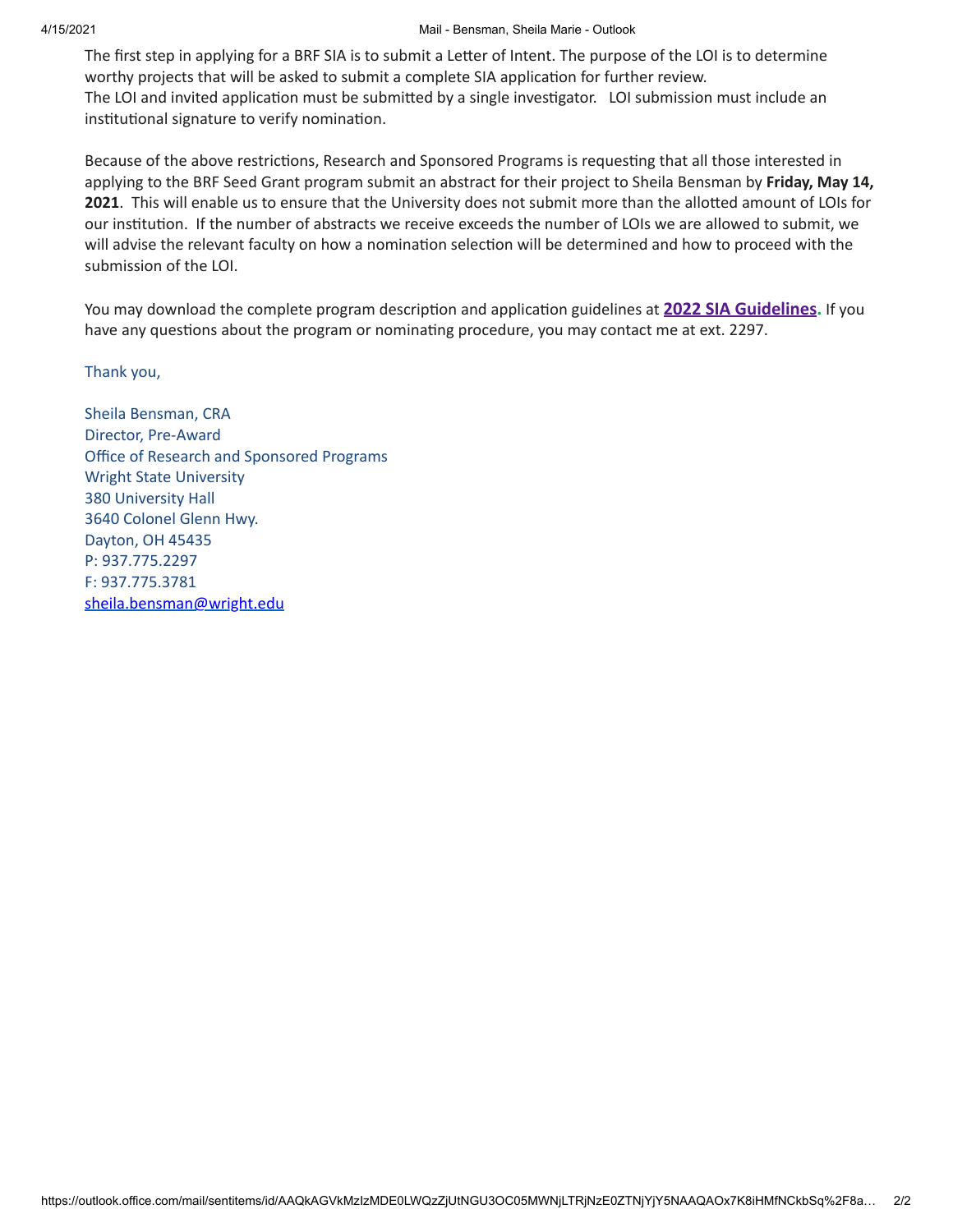The first step in applying for a BRF SIA is to submit a Letter of Intent. The purpose of the LOI is to determine worthy projects that will be asked to submit a complete SIA application for further review.
The LOI and invited application must be submitted by a single investigator. LOI submission must include an institutional signature to verify nomination.

Because of the above restrictions, Research and Sponsored Programs is requesting that all those interested in applying to the BRF Seed Grant program submit an abstract for their project to Sheila Bensman by **Friday, May 14, 2021**. This will enable us to ensure that the University does not submit more than the allotted amount of LOIs for our institution. If the number of abstracts we receive exceeds the number of LOIs we are allowed to submit, we will advise the relevant faculty on how a nomination selection will be determined and how to proceed with the submission of the LOI.

You may download the complete program description and application guidelines at **2022 SIA Guidelines.** If you have any questions about the program or nominating procedure, you may contact me at ext. 2297.

Thank you,

Sheila Bensman, CRA
Director, Pre-Award
Office of Research and Sponsored Programs
Wright State University
380 University Hall
3640 Colonel Glenn Hwy.
Dayton, OH 45435
P: 937.775.2297
F: 937.775.3781
sheila.bensman@wright.edu